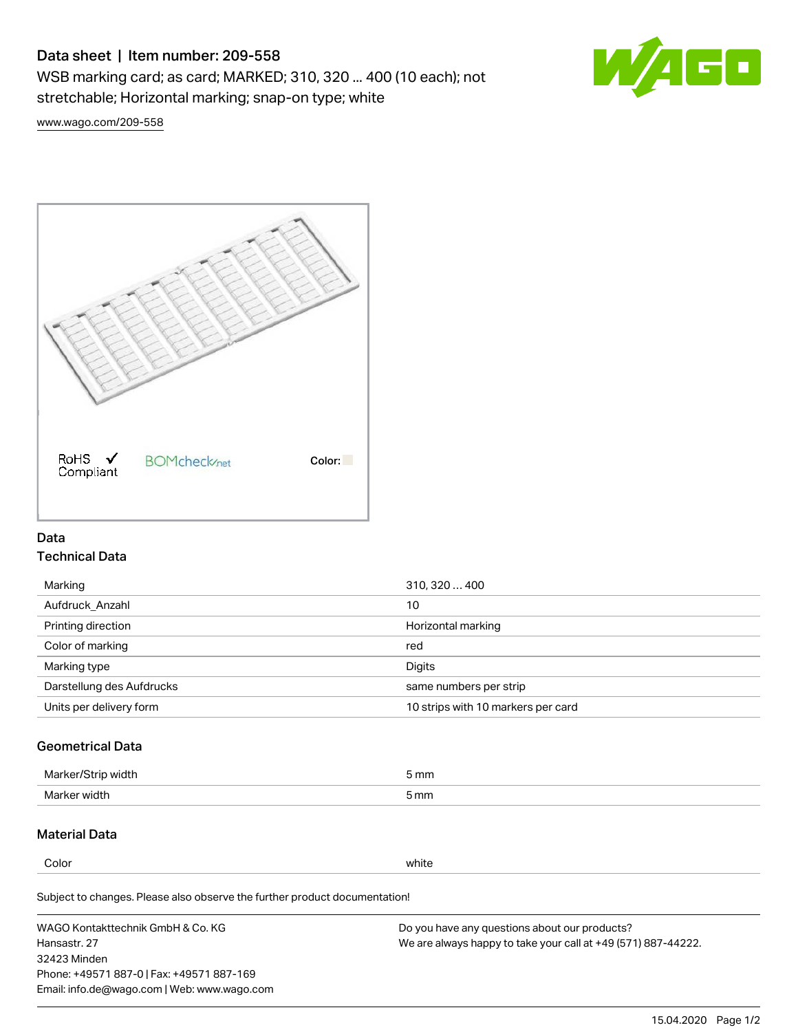# Data sheet | Item number: 209-558

WSB marking card; as card; MARKED; 310, 320 ... 400 (10 each); not stretchable; Horizontal marking; snap-on type; white

www.wago.com/209-558

RoHS Compliant ✓ BOMcheck.net Color:

## Data

### Technical Data

| | |
|---|---|
| Marking | 310, 320 … 400 |
| Aufdruck_Anzahl | 10 |
| Printing direction | Horizontal marking |
| Color of marking | red |
| Marking type | Digits |
| Darstellung des Aufdrucks | same numbers per strip |
| Units per delivery form | 10 strips with 10 markers per card |

### Geometrical Data

| | |
|---|---|
| Marker/Strip width | 5 mm |
| Marker width | 5 mm |

### Material Data

| | |
|---|---|
| Color | white |

Subject to changes. Please also observe the further product documentation!

WAGO Kontakttechnik GmbH & Co. KG
Hansastr. 27
32423 Minden
Phone: +49571 887-0 | Fax: +49571 887-169
Email: info.de@wago.com | Web: www.wago.com

Do you have any questions about our products?
We are always happy to take your call at +49 (571) 887-44222.

15.04.2020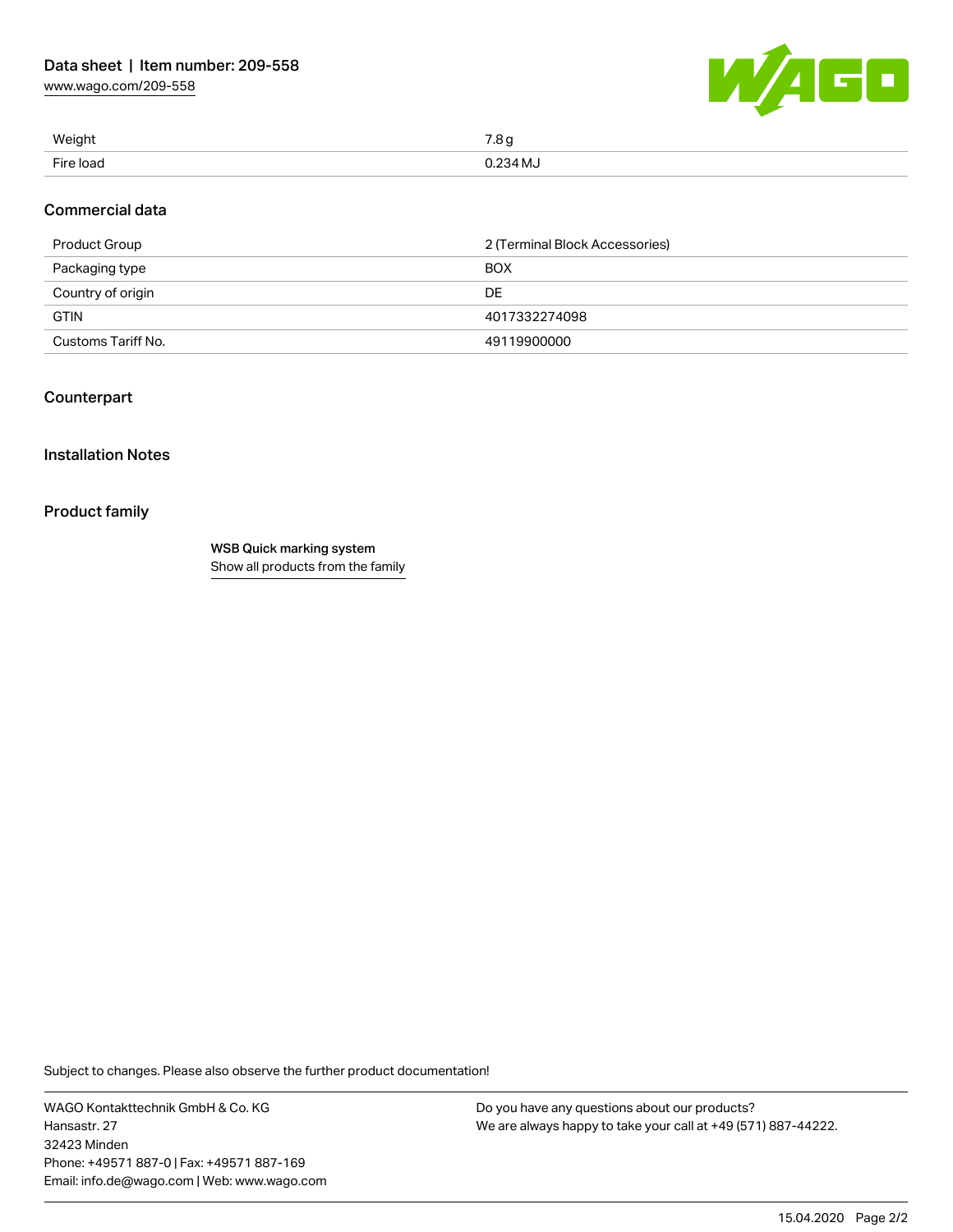| | |
|---|---|
| Weight | 7.8 g |
| Fire load | 0.234 MJ |

## Commercial data

| | |
|---|---|
| Product Group | 2 (Terminal Block Accessories) |
| Packaging type | BOX |
| Country of origin | DE |
| GTIN | 4017332274098 |
| Customs Tariff No. | 49119900000 |

## Counterpart

## Installation Notes

## Product family

**WSB Quick marking system**
Show all products from the family

Subject to changes. Please also observe the further product documentation!

WAGO Kontakttechnik GmbH & Co. KG
Hansastr. 27
32423 Minden
Phone: +49571 887-0 | Fax: +49571 887-169
Email: info.de@wago.com | Web: www.wago.com

Do you have any questions about our products?
We are always happy to take your call at +49 (571) 887-44222.

15.04.2020